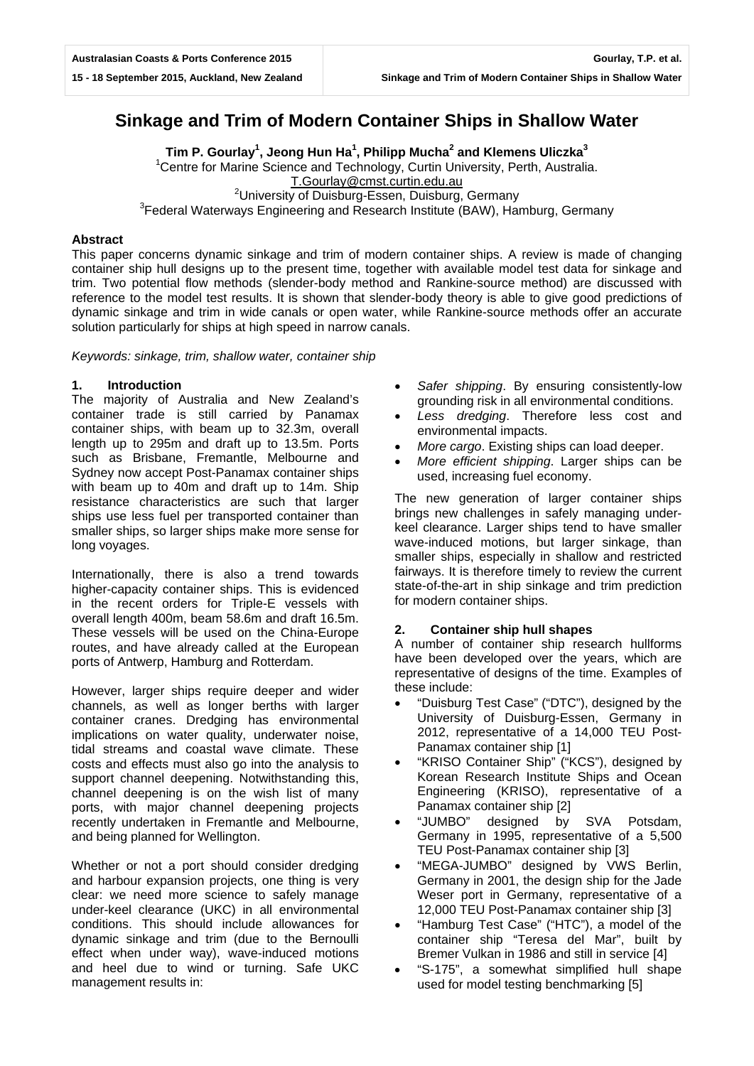# Sinkage and Trim of Modern Container Ships in Shallow Water

**Tim P. Gourlay[1], Jeong Hun Ha[1], Philipp Mucha[2] and Klemens Uliczka[3]**

[1]Centre for Marine Science and Technology, Curtin University, Perth, Australia.
T.Gourlay@cmst.curtin.edu.au
[2]University of Duisburg-Essen, Duisburg, Germany
[3]Federal Waterways Engineering and Research Institute (BAW), Hamburg, Germany

### Abstract

This paper concerns dynamic sinkage and trim of modern container ships. A review is made of changing container ship hull designs up to the present time, together with available model test data for sinkage and trim. Two potential flow methods (slender-body method and Rankine-source method) are discussed with reference to the model test results. It is shown that slender-body theory is able to give good predictions of dynamic sinkage and trim in wide canals or open water, while Rankine-source methods offer an accurate solution particularly for ships at high speed in narrow canals.

*Keywords: sinkage, trim, shallow water, container ship*

## 1. Introduction

The majority of Australia and New Zealand's container trade is still carried by Panamax container ships, with beam up to 32.3m, overall length up to 295m and draft up to 13.5m. Ports such as Brisbane, Fremantle, Melbourne and Sydney now accept Post-Panamax container ships with beam up to 40m and draft up to 14m. Ship resistance characteristics are such that larger ships use less fuel per transported container than smaller ships, so larger ships make more sense for long voyages.

Internationally, there is also a trend towards higher-capacity container ships. This is evidenced in the recent orders for Triple-E vessels with overall length 400m, beam 58.6m and draft 16.5m. These vessels will be used on the China-Europe routes, and have already called at the European ports of Antwerp, Hamburg and Rotterdam.

However, larger ships require deeper and wider channels, as well as longer berths with larger container cranes. Dredging has environmental implications on water quality, underwater noise, tidal streams and coastal wave climate. These costs and effects must also go into the analysis to support channel deepening. Notwithstanding this, channel deepening is on the wish list of many ports, with major channel deepening projects recently undertaken in Fremantle and Melbourne, and being planned for Wellington.

Whether or not a port should consider dredging and harbour expansion projects, one thing is very clear: we need more science to safely manage under-keel clearance (UKC) in all environmental conditions. This should include allowances for dynamic sinkage and trim (due to the Bernoulli effect when under way), wave-induced motions and heel due to wind or turning. Safe UKC management results in:

- *Safer shipping*. By ensuring consistently-low grounding risk in all environmental conditions.
- *Less dredging*. Therefore less cost and environmental impacts.
- *More cargo*. Existing ships can load deeper.
- *More efficient shipping*. Larger ships can be used, increasing fuel economy.

The new generation of larger container ships brings new challenges in safely managing under-keel clearance. Larger ships tend to have smaller wave-induced motions, but larger sinkage, than smaller ships, especially in shallow and restricted fairways. It is therefore timely to review the current state-of-the-art in ship sinkage and trim prediction for modern container ships.

## 2. Container ship hull shapes

A number of container ship research hullforms have been developed over the years, which are representative of designs of the time. Examples of these include:

- "Duisburg Test Case" ("DTC"), designed by the University of Duisburg-Essen, Germany in 2012, representative of a 14,000 TEU Post-Panamax container ship [1]
- "KRISO Container Ship" ("KCS"), designed by Korean Research Institute Ships and Ocean Engineering (KRISO), representative of a Panamax container ship [2]
- "JUMBO" designed by SVA Potsdam, Germany in 1995, representative of a 5,500 TEU Post-Panamax container ship [3]
- "MEGA-JUMBO" designed by VWS Berlin, Germany in 2001, the design ship for the Jade Weser port in Germany, representative of a 12,000 TEU Post-Panamax container ship [3]
- "Hamburg Test Case" ("HTC"), a model of the container ship "Teresa del Mar", built by Bremer Vulkan in 1986 and still in service [4]
- "S-175", a somewhat simplified hull shape used for model testing benchmarking [5]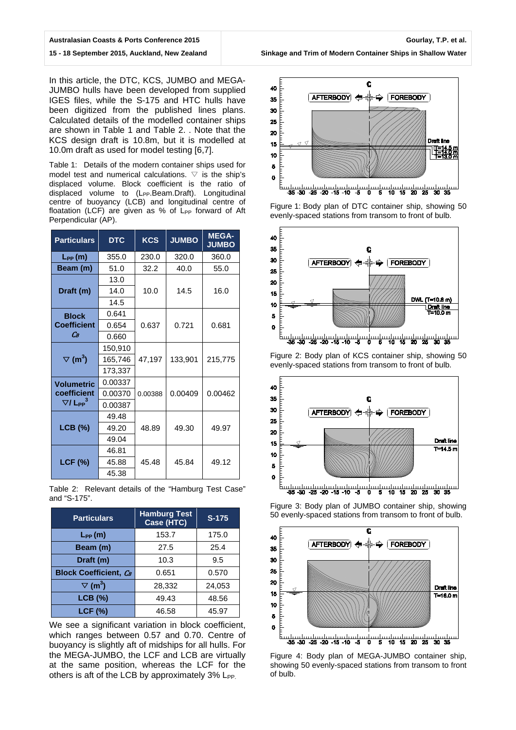In this article, the DTC, KCS, JUMBO and MEGA-JUMBO hulls have been developed from supplied IGES files, while the S-175 and HTC hulls have been digitized from the published lines plans. Calculated details of the modelled container ships are shown in Table 1 and Table 2. . Note that the KCS design draft is 10.8m, but it is modelled at 10.0m draft as used for model testing [6,7].

Table 1: Details of the modern container ships used for model test and numerical calculations. ▽ is the ship's displaced volume. Block coefficient is the ratio of displaced volume to ($L_{PP}$.Beam.Draft). Longitudinal centre of buoyancy (LCB) and longitudinal centre of floatation (LCF) are given as % of $L_{PP}$ forward of Aft Perpendicular (AP).

| Particulars | DTC | KCS | JUMBO | MEGA-JUMBO |
|---|---|---|---|---|
| $L_{PP}$ (m) | 355.0 | 230.0 | 320.0 | 360.0 |
| Beam (m) | 51.0 | 32.2 | 40.0 | 55.0 |
| Draft (m) | 13.0 | 10.0 | 14.5 | 16.0 |
| | 14.0 | | | |
| | 14.5 | | | |
| Block Coefficient $C_B$ | 0.641 | 0.637 | 0.721 | 0.681 |
| | 0.654 | | | |
| | 0.660 | | | |
| $\nabla$ ($m^3$) | 150,910 | 47,197 | 133,901 | 215,775 |
| | 165,746 | | | |
| | 173,337 | | | |
| Volumetric coefficient $\nabla / L_{PP}^3$ | 0.00337 | 0.00388 | 0.00409 | 0.00462 |
| | 0.00370 | | | |
| | 0.00387 | | | |
| LCB (%) | 49.48 | 48.89 | 49.30 | 49.97 |
| | 49.20 | | | |
| | 49.04 | | | |
| LCF (%) | 46.81 | 45.48 | 45.84 | 49.12 |
| | 45.88 | | | |
| | 45.38 | | | |

Table 2: Relevant details of the "Hamburg Test Case" and "S-175".

| Particulars | Hamburg Test Case (HTC) | S-175 |
|---|---|---|
| $L_{PP}$ (m) | 153.7 | 175.0 |
| Beam (m) | 27.5 | 25.4 |
| Draft (m) | 10.3 | 9.5 |
| Block Coefficient, $C_B$ | 0.651 | 0.570 |
| $\nabla$ ($m^3$) | 28,332 | 24,053 |
| LCB (%) | 49.43 | 48.56 |
| LCF (%) | 46.58 | 45.97 |

We see a significant variation in block coefficient, which ranges between 0.57 and 0.70. Centre of buoyancy is slightly aft of midships for all hulls. For the MEGA-JUMBO, the LCF and LCB are virtually at the same position, whereas the LCF for the others is aft of the LCB by approximately 3% $L_{PP}$.

Figure 1: Body plan of DTC container ship, showing 50 evenly-spaced stations from transom to front of bulb.

Figure 2: Body plan of KCS container ship, showing 50 evenly-spaced stations from transom to front of bulb.

Figure 3: Body plan of JUMBO container ship, showing 50 evenly-spaced stations from transom to front of bulb.

Figure 4: Body plan of MEGA-JUMBO container ship, showing 50 evenly-spaced stations from transom to front of bulb.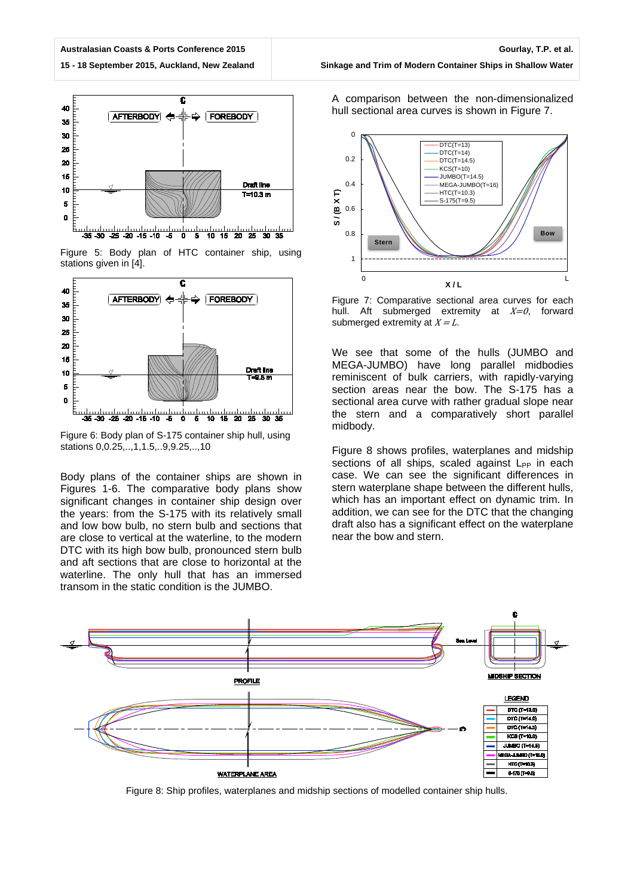Figure 5: Body plan of HTC container ship, using stations given in [4].

Figure 6: Body plan of S-175 container ship hull, using stations 0,0.25,..,1,1.5,..9,9.25,..,10

Body plans of the container ships are shown in Figures 1-6. The comparative body plans show significant changes in container ship design over the years: from the S-175 with its relatively small and low bow bulb, no stern bulb and sections that are close to vertical at the waterline, to the modern DTC with its high bow bulb, pronounced stern bulb and aft sections that are close to horizontal at the waterline. The only hull that has an immersed transom in the static condition is the JUMBO.

A comparison between the non-dimensionalized hull sectional area curves is shown in Figure 7.

Figure 7: Comparative sectional area curves for each hull. Aft submerged extremity at $X=0$, forward submerged extremity at $X=L$.

We see that some of the hulls (JUMBO and MEGA-JUMBO) have long parallel midbodies reminiscent of bulk carriers, with rapidly-varying section areas near the bow. The S-175 has a sectional area curve with rather gradual slope near the stern and a comparatively short parallel midbody.

Figure 8 shows profiles, waterplanes and midship sections of all ships, scaled against $L_{PP}$ in each case. We can see the significant differences in stern waterplane shape between the different hulls, which has an important effect on dynamic trim. In addition, we can see for the DTC that the changing draft also has a significant effect on the waterplane near the bow and stern.

Figure 8: Ship profiles, waterplanes and midship sections of modelled container ship hulls.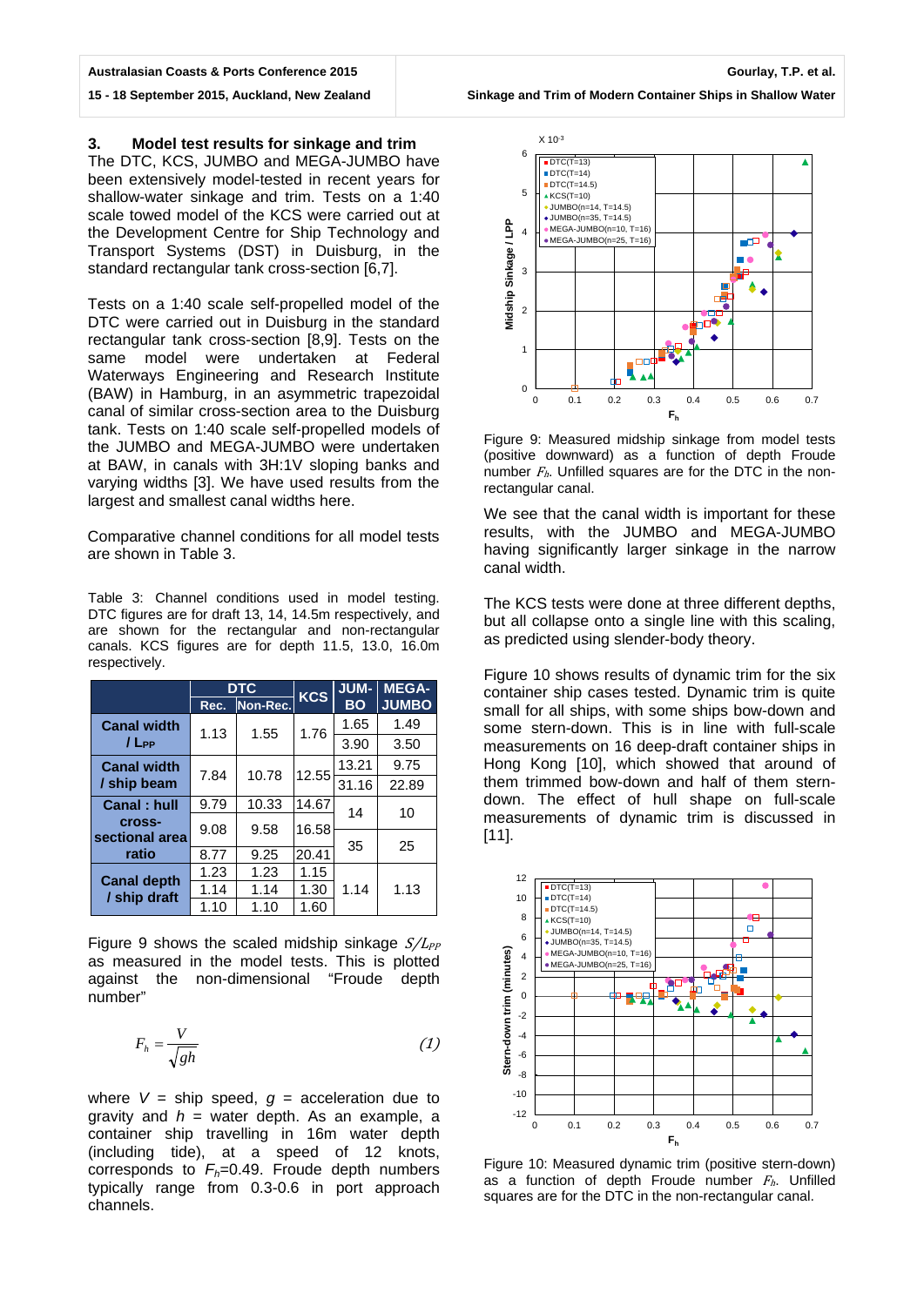## 3. Model test results for sinkage and trim

The DTC, KCS, JUMBO and MEGA-JUMBO have been extensively model-tested in recent years for shallow-water sinkage and trim. Tests on a 1:40 scale towed model of the KCS were carried out at the Development Centre for Ship Technology and Transport Systems (DST) in Duisburg, in the standard rectangular tank cross-section [6,7].

Tests on a 1:40 scale self-propelled model of the DTC were carried out in Duisburg in the standard rectangular tank cross-section [8,9]. Tests on the same model were undertaken at Federal Waterways Engineering and Research Institute (BAW) in Hamburg, in an asymmetric trapezoidal canal of similar cross-section area to the Duisburg tank. Tests on 1:40 scale self-propelled models of the JUMBO and MEGA-JUMBO were undertaken at BAW, in canals with 3H:1V sloping banks and varying widths [3]. We have used results from the largest and smallest canal widths here.

Comparative channel conditions for all model tests are shown in Table 3.

Table 3: Channel conditions used in model testing. DTC figures are for draft 13, 14, 14.5m respectively, and are shown for the rectangular and non-rectangular canals. KCS figures are for depth 11.5, 13.0, 16.0m respectively.

| | DTC | | KCS | JUMBO | MEGA-JUMBO |
|---|---|---|---|---|---|
| | Rec. | Non-Rec. | | | |
| Canal width / $L_{PP}$ | 1.13 | 1.55 | 1.76 | 1.65 | 1.49 |
| | | | | 3.90 | 3.50 |
| Canal width / ship beam | 7.84 | 10.78 | 12.55 | 13.21 | 9.75 |
| | | | | 31.16 | 22.89 |
| Canal : hull cross-sectional area ratio | 9.79 | 10.33 | 14.67 | 14 | 10 |
| | 9.08 | 9.58 | 16.58 | | |
| | 8.77 | 9.25 | 20.41 | 35 | 25 |
| Canal depth / ship draft | 1.23 | 1.23 | 1.15 | 1.14 | 1.13 |
| | 1.14 | 1.14 | 1.30 | | |
| | 1.10 | 1.10 | 1.60 | | |

Figure 9 shows the scaled midship sinkage $S/L_{PP}$ as measured in the model tests. This is plotted against the non-dimensional "Froude depth number"

$$F_h = \frac{V}{\sqrt{gh}} \tag{1}$$

where $V$ = ship speed, $g$ = acceleration due to gravity and $h$ = water depth. As an example, a container ship travelling in 16m water depth (including tide), at a speed of 12 knots, corresponds to $F_h$=0.49. Froude depth numbers typically range from 0.3-0.6 in port approach channels.

Figure 9: Measured midship sinkage from model tests (positive downward) as a function of depth Froude number $F_h$. Unfilled squares are for the DTC in the non-rectangular canal.

We see that the canal width is important for these results, with the JUMBO and MEGA-JUMBO having significantly larger sinkage in the narrow canal width.

The KCS tests were done at three different depths, but all collapse onto a single line with this scaling, as predicted using slender-body theory.

Figure 10 shows results of dynamic trim for the six container ship cases tested. Dynamic trim is quite small for all ships, with some ships bow-down and some stern-down. This is in line with full-scale measurements on 16 deep-draft container ships in Hong Kong [10], which showed that around of them trimmed bow-down and half of them stern-down. The effect of hull shape on full-scale measurements of dynamic trim is discussed in [11].

Figure 10: Measured dynamic trim (positive stern-down) as a function of depth Froude number $F_h$. Unfilled squares are for the DTC in the non-rectangular canal.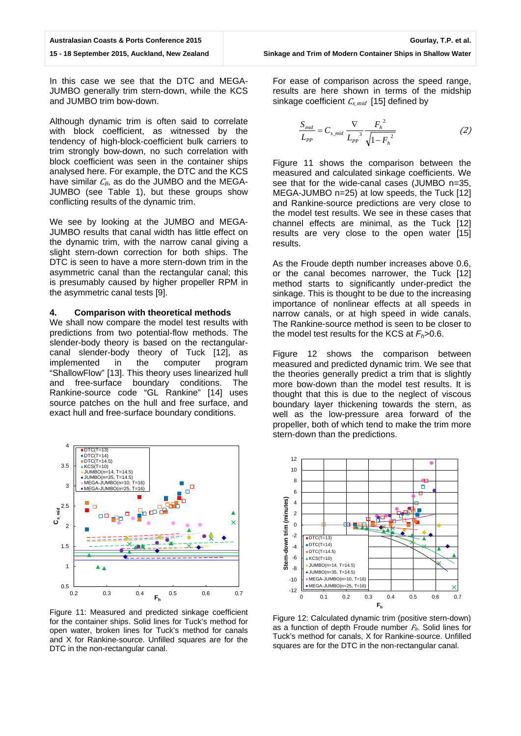In this case we see that the DTC and MEGA-JUMBO generally trim stern-down, while the KCS and JUMBO trim bow-down.

Although dynamic trim is often said to correlate with block coefficient, as witnessed by the tendency of high-block-coefficient bulk carriers to trim strongly bow-down, no such correlation with block coefficient was seen in the container ships analysed here. For example, the DTC and the KCS have similar $C_B$, as do the JUMBO and the MEGA-JUMBO (see Table 1), but these groups show conflicting results of the dynamic trim.

We see by looking at the JUMBO and MEGA-JUMBO results that canal width has little effect on the dynamic trim, with the narrow canal giving a slight stern-down correction for both ships. The DTC is seen to have a more stern-down trim in the asymmetric canal than the rectangular canal; this is presumably caused by higher propeller RPM in the asymmetric canal tests [9].

## 4. Comparison with theoretical methods

We shall now compare the model test results with predictions from two potential-flow methods. The slender-body theory is based on the rectangular-canal slender-body theory of Tuck [12], as implemented in the computer program "ShallowFlow" [13]. This theory uses linearized hull and free-surface boundary conditions. The Rankine-source code "GL Rankine" [14] uses source patches on the hull and free surface, and exact hull and free-surface boundary conditions.

Figure 11: Measured and predicted sinkage coefficient for the container ships. Solid lines for Tuck's method for open water, broken lines for Tuck's method for canals and X for Rankine-source. Unfilled squares are for the DTC in the non-rectangular canal.

For ease of comparison across the speed range, results are here shown in terms of the midship sinkage coefficient $C_{s\_mid}$ [15] defined by

$$\frac{S_{mid}}{L_{PP}} = C_{s\_mid} \frac{\nabla}{L_{PP}^{\ 3}} \frac{F_h^{\ 2}}{\sqrt{1-F_h^{\ 2}}} \qquad (2)$$

Figure 11 shows the comparison between the measured and calculated sinkage coefficients. We see that for the wide-canal cases (JUMBO n=35, MEGA-JUMBO n=25) at low speeds, the Tuck [12] and Rankine-source predictions are very close to the model test results. We see in these cases that channel effects are minimal, as the Tuck [12] results are very close to the open water [15] results.

As the Froude depth number increases above 0.6, or the canal becomes narrower, the Tuck [12] method starts to significantly under-predict the sinkage. This is thought to be due to the increasing importance of nonlinear effects at all speeds in narrow canals, or at high speed in wide canals. The Rankine-source method is seen to be closer to the model test results for the KCS at $F_h$>0.6.

Figure 12 shows the comparison between measured and predicted dynamic trim. We see that the theories generally predict a trim that is slightly more bow-down than the model test results. It is thought that this is due to the neglect of viscous boundary layer thickening towards the stern, as well as the low-pressure area forward of the propeller, both of which tend to make the trim more stern-down than the predictions.

Figure 12: Calculated dynamic trim (positive stern-down) as a function of depth Froude number $F_h$. Solid lines for Tuck's method, X for Rankine-source. Unfilled squares are for the DTC in the non-rectangular canal.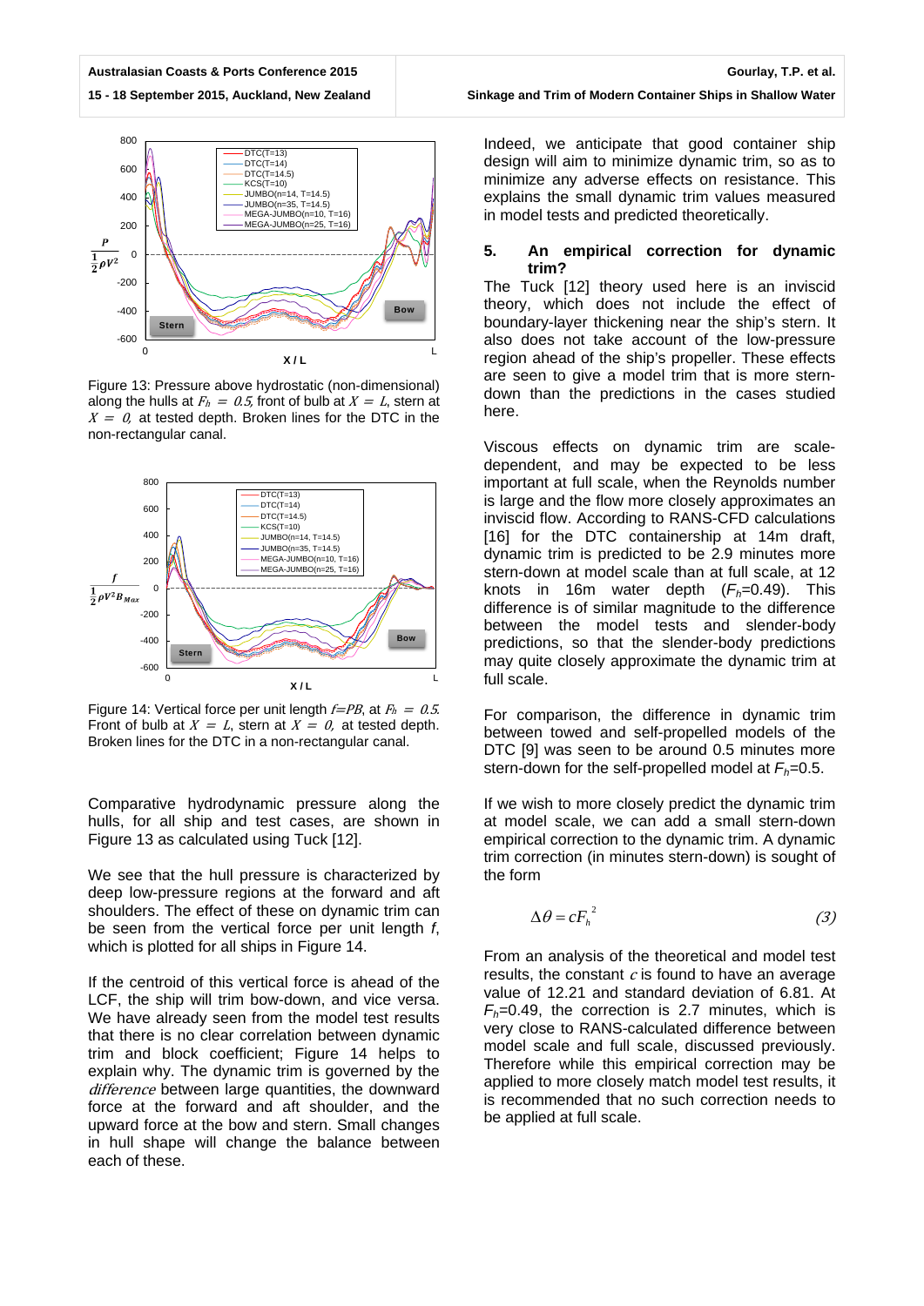Figure 13: Pressure above hydrostatic (non-dimensional) along the hulls at $F_h = 0.5$, front of bulb at $X = L$, stern at $X = 0$, at tested depth. Broken lines for the DTC in the non-rectangular canal.

Figure 14: Vertical force per unit length $f$=$PB$, at $F_h = 0.5$. Front of bulb at $X = L$, stern at $X = 0$, at tested depth. Broken lines for the DTC in a non-rectangular canal.

Comparative hydrodynamic pressure along the hulls, for all ship and test cases, are shown in Figure 13 as calculated using Tuck [12].

We see that the hull pressure is characterized by deep low-pressure regions at the forward and aft shoulders. The effect of these on dynamic trim can be seen from the vertical force per unit length $f$, which is plotted for all ships in Figure 14.

If the centroid of this vertical force is ahead of the LCF, the ship will trim bow-down, and vice versa. We have already seen from the model test results that there is no clear correlation between dynamic trim and block coefficient; Figure 14 helps to explain why. The dynamic trim is governed by the *difference* between large quantities, the downward force at the forward and aft shoulder, and the upward force at the bow and stern. Small changes in hull shape will change the balance between each of these.

Indeed, we anticipate that good container ship design will aim to minimize dynamic trim, so as to minimize any adverse effects on resistance. This explains the small dynamic trim values measured in model tests and predicted theoretically.

## 5. An empirical correction for dynamic trim?

The Tuck [12] theory used here is an inviscid theory, which does not include the effect of boundary-layer thickening near the ship's stern. It also does not take account of the low-pressure region ahead of the ship's propeller. These effects are seen to give a model trim that is more stern-down than the predictions in the cases studied here.

Viscous effects on dynamic trim are scale-dependent, and may be expected to be less important at full scale, when the Reynolds number is large and the flow more closely approximates an inviscid flow. According to RANS-CFD calculations [16] for the DTC containership at 14m draft, dynamic trim is predicted to be 2.9 minutes more stern-down at model scale than at full scale, at 12 knots in 16m water depth ($F_h$=0.49). This difference is of similar magnitude to the difference between the model tests and slender-body predictions, so that the slender-body predictions may quite closely approximate the dynamic trim at full scale.

For comparison, the difference in dynamic trim between towed and self-propelled models of the DTC [9] was seen to be around 0.5 minutes more stern-down for the self-propelled model at $F_h$=0.5.

If we wish to more closely predict the dynamic trim at model scale, we can add a small stern-down empirical correction to the dynamic trim. A dynamic trim correction (in minutes stern-down) is sought of the form

$$\Delta\theta = cF_h^{\,2} \qquad (3)$$

From an analysis of the theoretical and model test results, the constant $c$ is found to have an average value of 12.21 and standard deviation of 6.81. At $F_h$=0.49, the correction is 2.7 minutes, which is very close to RANS-calculated difference between model scale and full scale, discussed previously. Therefore while this empirical correction may be applied to more closely match model test results, it is recommended that no such correction needs to be applied at full scale.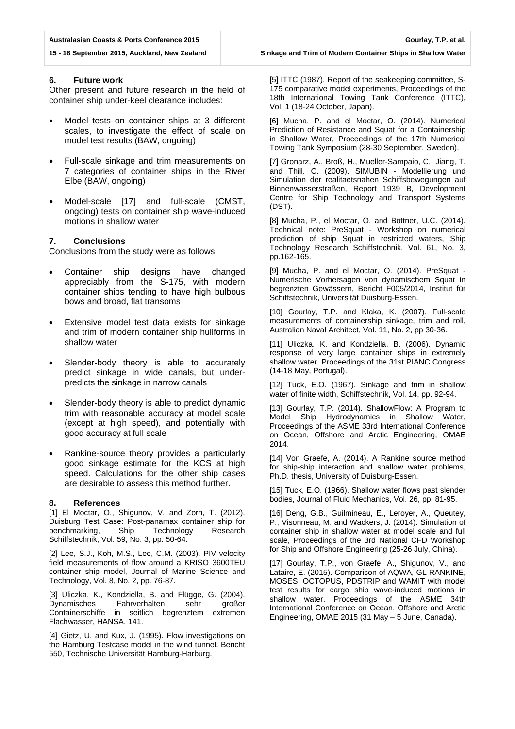## 6. Future work

Other present and future research in the field of container ship under-keel clearance includes:

- Model tests on container ships at 3 different scales, to investigate the effect of scale on model test results (BAW, ongoing)
- Full-scale sinkage and trim measurements on 7 categories of container ships in the River Elbe (BAW, ongoing)
- Model-scale [17] and full-scale (CMST, ongoing) tests on container ship wave-induced motions in shallow water

## 7. Conclusions

Conclusions from the study were as follows:

- Container ship designs have changed appreciably from the S-175, with modern container ships tending to have high bulbous bows and broad, flat transoms
- Extensive model test data exists for sinkage and trim of modern container ship hullforms in shallow water
- Slender-body theory is able to accurately predict sinkage in wide canals, but under-predicts the sinkage in narrow canals
- Slender-body theory is able to predict dynamic trim with reasonable accuracy at model scale (except at high speed), and potentially with good accuracy at full scale
- Rankine-source theory provides a particularly good sinkage estimate for the KCS at high speed. Calculations for the other ship cases are desirable to assess this method further.

## 8. References

[1] El Moctar, O., Shigunov, V. and Zorn, T. (2012). Duisburg Test Case: Post-panamax container ship for benchmarking, Ship Technology Research Schiffstechnik, Vol. 59, No. 3, pp. 50-64.

[2] Lee, S.J., Koh, M.S., Lee, C.M. (2003). PIV velocity field measurements of flow around a KRISO 3600TEU container ship model, Journal of Marine Science and Technology, Vol. 8, No. 2, pp. 76-87.

[3] Uliczka, K., Kondziella, B. and Flügge, G. (2004). Dynamisches Fahrverhalten sehr großer Containerschiffe in seitlich begrenztem extremen Flachwasser, HANSA, 141.

[4] Gietz, U. and Kux, J. (1995). Flow investigations on the Hamburg Testcase model in the wind tunnel. Bericht 550, Technische Universität Hamburg-Harburg.

[5] ITTC (1987). Report of the seakeeping committee, S-175 comparative model experiments, Proceedings of the 18th International Towing Tank Conference (ITTC), Vol. 1 (18-24 October, Japan).

[6] Mucha, P. and el Moctar, O. (2014). Numerical Prediction of Resistance and Squat for a Containership in Shallow Water, Proceedings of the 17th Numerical Towing Tank Symposium (28-30 September, Sweden).

[7] Gronarz, A., Broß, H., Mueller-Sampaio, C., Jiang, T. and Thill, C. (2009). SIMUBIN - Modellierung und Simulation der realitaetsnahen Schiffsbewegungen auf Binnenwasserstraßen, Report 1939 B, Development Centre for Ship Technology and Transport Systems (DST).

[8] Mucha, P., el Moctar, O. and Böttner, U.C. (2014). Technical note: PreSquat - Workshop on numerical prediction of ship Squat in restricted waters, Ship Technology Research Schiffstechnik, Vol. 61, No. 3, pp.162-165.

[9] Mucha, P. and el Moctar, O. (2014). PreSquat - Numerische Vorhersagen von dynamischem Squat in begrenzten Gewässern, Bericht F005/2014, Institut für Schiffstechnik, Universität Duisburg-Essen.

[10] Gourlay, T.P. and Klaka, K. (2007). Full-scale measurements of containership sinkage, trim and roll, Australian Naval Architect, Vol. 11, No. 2, pp 30-36.

[11] Uliczka, K. and Kondziella, B. (2006). Dynamic response of very large container ships in extremely shallow water, Proceedings of the 31st PIANC Congress (14-18 May, Portugal).

[12] Tuck, E.O. (1967). Sinkage and trim in shallow water of finite width, Schiffstechnik, Vol. 14, pp. 92-94.

[13] Gourlay, T.P. (2014). ShallowFlow: A Program to Model Ship Hydrodynamics in Shallow Water, Proceedings of the ASME 33rd International Conference on Ocean, Offshore and Arctic Engineering, OMAE 2014.

[14] Von Graefe, A. (2014). A Rankine source method for ship-ship interaction and shallow water problems, Ph.D. thesis, University of Duisburg-Essen.

[15] Tuck, E.O. (1966). Shallow water flows past slender bodies, Journal of Fluid Mechanics, Vol. 26, pp. 81-95.

[16] Deng, G.B., Guilmineau, E., Leroyer, A., Queutey, P., Visonneau, M. and Wackers, J. (2014). Simulation of container ship in shallow water at model scale and full scale, Proceedings of the 3rd National CFD Workshop for Ship and Offshore Engineering (25-26 July, China).

[17] Gourlay, T.P., von Graefe, A., Shigunov, V., and Lataire, E. (2015). Comparison of AQWA, GL RANKINE, MOSES, OCTOPUS, PDSTRIP and WAMIT with model test results for cargo ship wave-induced motions in shallow water. Proceedings of the ASME 34th International Conference on Ocean, Offshore and Arctic Engineering, OMAE 2015 (31 May – 5 June, Canada).